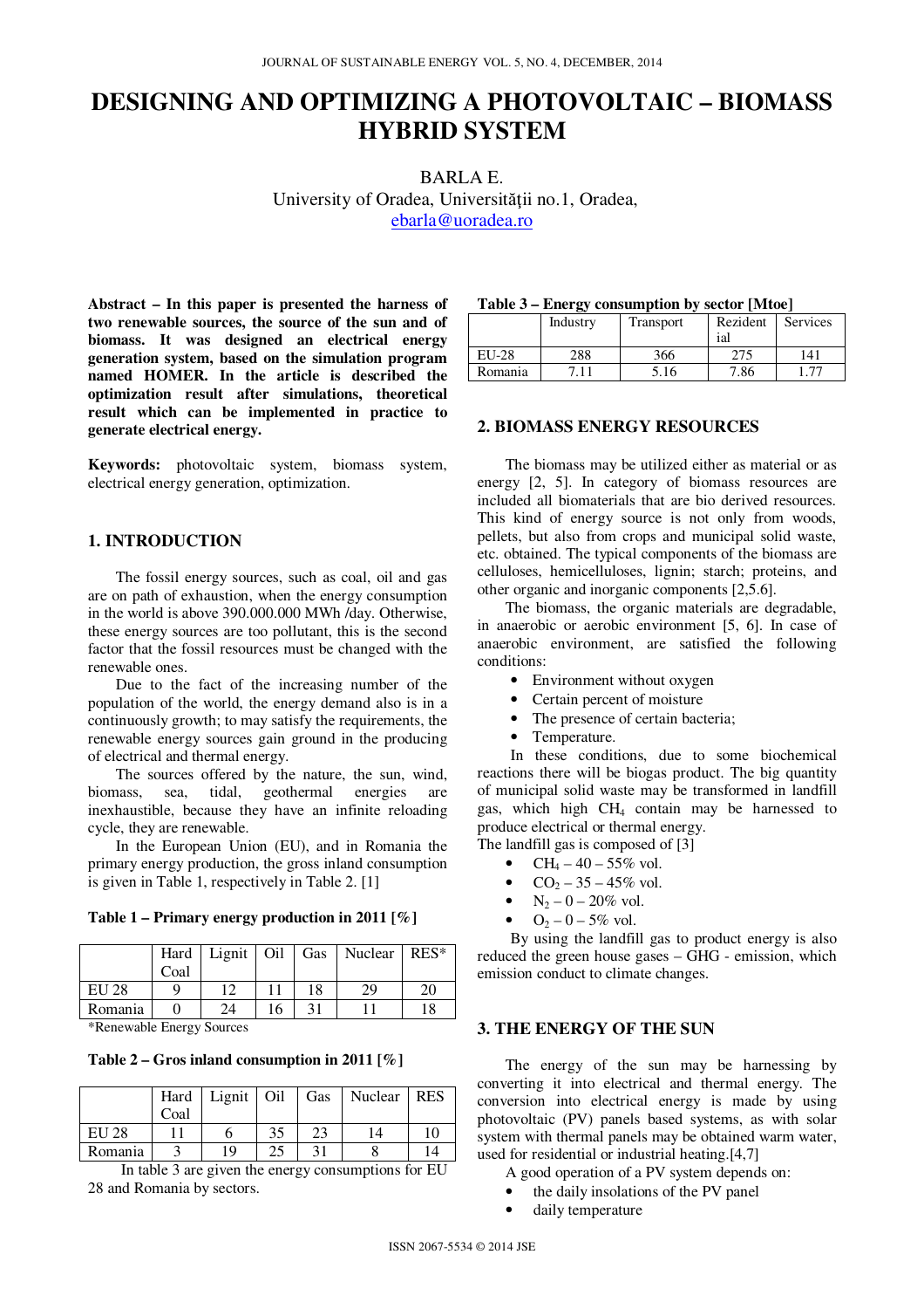# DESIGNING AND OPTIMIZING A PHOTOVOLTAIC – BIOMASS HYBRID SYSTEM

BARLA E.
University of Oradea, Universității no.1, Oradea,
ebarla@uoradea.ro

**Abstract – In this paper is presented the harness of two renewable sources, the source of the sun and of biomass. It was designed an electrical energy generation system, based on the simulation program named HOMER. In the article is described the optimization result after simulations, theoretical result which can be implemented in practice to generate electrical energy.**

**Keywords:** photovoltaic system, biomass system, electrical energy generation, optimization.

## 1. INTRODUCTION

The fossil energy sources, such as coal, oil and gas are on path of exhaustion, when the energy consumption in the world is above 390.000.000 MWh /day. Otherwise, these energy sources are too pollutant, this is the second factor that the fossil resources must be changed with the renewable ones.

Due to the fact of the increasing number of the population of the world, the energy demand also is in a continuously growth; to may satisfy the requirements, the renewable energy sources gain ground in the producing of electrical and thermal energy.

The sources offered by the nature, the sun, wind, biomass, sea, tidal, geothermal energies are inexhaustible, because they have an infinite reloading cycle, they are renewable.

In the European Union (EU), and in Romania the primary energy production, the gross inland consumption is given in Table 1, respectively in Table 2. [1]

**Table 1 – Primary energy production in 2011 [%]**

| | Hard Coal | Lignit | Oil | Gas | Nuclear | RES* |
|---|---|---|---|---|---|---|
| EU 28 | 9 | 12 | 11 | 18 | 29 | 20 |
| Romania | 0 | 24 | 16 | 31 | 11 | 18 |

*Renewable Energy Sources

**Table 2 – Gros inland consumption in 2011 [%]**

| | Hard Coal | Lignit | Oil | Gas | Nuclear | RES |
|---|---|---|---|---|---|---|
| EU 28 | 11 | 6 | 35 | 23 | 14 | 10 |
| Romania | 3 | 19 | 25 | 31 | 8 | 14 |

In table 3 are given the energy consumptions for EU 28 and Romania by sectors.

**Table 3 – Energy consumption by sector [Mtoe]**

| | Industry | Transport | Rezidential | Services |
|---|---|---|---|---|
| EU-28 | 288 | 366 | 275 | 141 |
| Romania | 7.11 | 5.16 | 7.86 | 1.77 |

## 2. BIOMASS ENERGY RESOURCES

The biomass may be utilized either as material or as energy [2, 5]. In category of biomass resources are included all biomaterials that are bio derived resources. This kind of energy source is not only from woods, pellets, but also from crops and municipal solid waste, etc. obtained. The typical components of the biomass are celluloses, hemicelluloses, lignin; starch; proteins, and other organic and inorganic components [2,5.6].

The biomass, the organic materials are degradable, in anaerobic or aerobic environment [5, 6]. In case of anaerobic environment, are satisfied the following conditions:

- Environment without oxygen
- Certain percent of moisture
- The presence of certain bacteria;
- Temperature.

In these conditions, due to some biochemical reactions there will be biogas product. The big quantity of municipal solid waste may be transformed in landfill gas, which high $CH_4$ contain may be harnessed to produce electrical or thermal energy.

The landfill gas is composed of [3]

- $CH_4$ – 40 – 55% vol.
- $CO_2$ – 35 – 45% vol.
- $N_2$ – 0 – 20% vol.
- $O_2$ – 0 – 5% vol.

By using the landfill gas to product energy is also reduced the green house gases – GHG - emission, which emission conduct to climate changes.

## 3. THE ENERGY OF THE SUN

The energy of the sun may be harnessing by converting it into electrical and thermal energy. The conversion into electrical energy is made by using photovoltaic (PV) panels based systems, as with solar system with thermal panels may be obtained warm water, used for residential or industrial heating.[4,7]

A good operation of a PV system depends on:

- the daily insolations of the PV panel
- daily temperature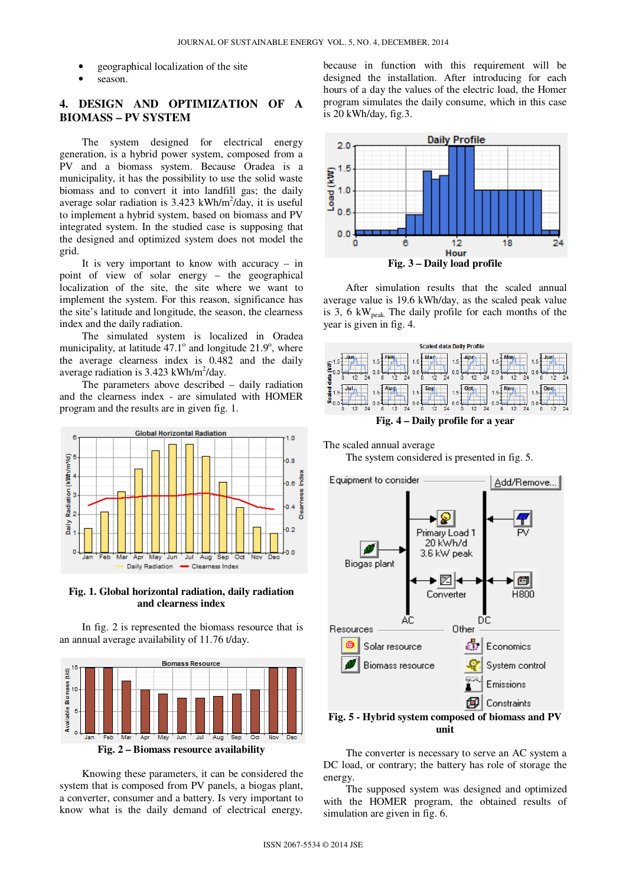- geographical localization of the site
- season.

## 4. DESIGN AND OPTIMIZATION OF A BIOMASS – PV SYSTEM

The system designed for electrical energy generation, is a hybrid power system, composed from a PV and a biomass system. Because Oradea is a municipality, it has the possibility to use the solid waste biomass and to convert it into landfill gas; the daily average solar radiation is 3.423 kWh/m$^2$/day, it is useful to implement a hybrid system, based on biomass and PV integrated system. In the studied case is supposing that the designed and optimized system does not model the grid.

It is very important to know with accuracy – in point of view of solar energy – the geographical localization of the site, the site where we want to implement the system. For this reason, significance has the site's latitude and longitude, the season, the clearness index and the daily radiation.

The simulated system is localized in Oradea municipality, at latitude 47.1$^o$ and longitude 21.9$^o$, where the average clearness index is 0.482 and the daily average radiation is 3.423 kWh/m$^2$/day.

The parameters above described – daily radiation and the clearness index - are simulated with HOMER program and the results are in given fig. 1.

**Fig. 1. Global horizontal radiation, daily radiation and clearness index**

In fig. 2 is represented the biomass resource that is an annual average availability of 11.76 t/day.

**Fig. 2 – Biomass resource availability**

Knowing these parameters, it can be considered the system that is composed from PV panels, a biogas plant, a converter, consumer and a battery. Is very important to know what is the daily demand of electrical energy, because in function with this requirement will be designed the installation. After introducing for each hours of a day the values of the electric load, the Homer program simulates the daily consume, which in this case is 20 kWh/day, fig.3.

**Fig. 3 – Daily load profile**

After simulation results that the scaled annual average value is 19.6 kWh/day, as the scaled peak value is 3, 6 kW$_{peak}$. The daily profile for each months of the year is given in fig. 4.

**Fig. 4 – Daily profile for a year**

The scaled annual average

The system considered is presented in fig. 5.

**Fig. 5 - Hybrid system composed of biomass and PV unit**

The converter is necessary to serve an AC system a DC load, or contrary; the battery has role of storage the energy.

The supposed system was designed and optimized with the HOMER program, the obtained results of simulation are given in fig. 6.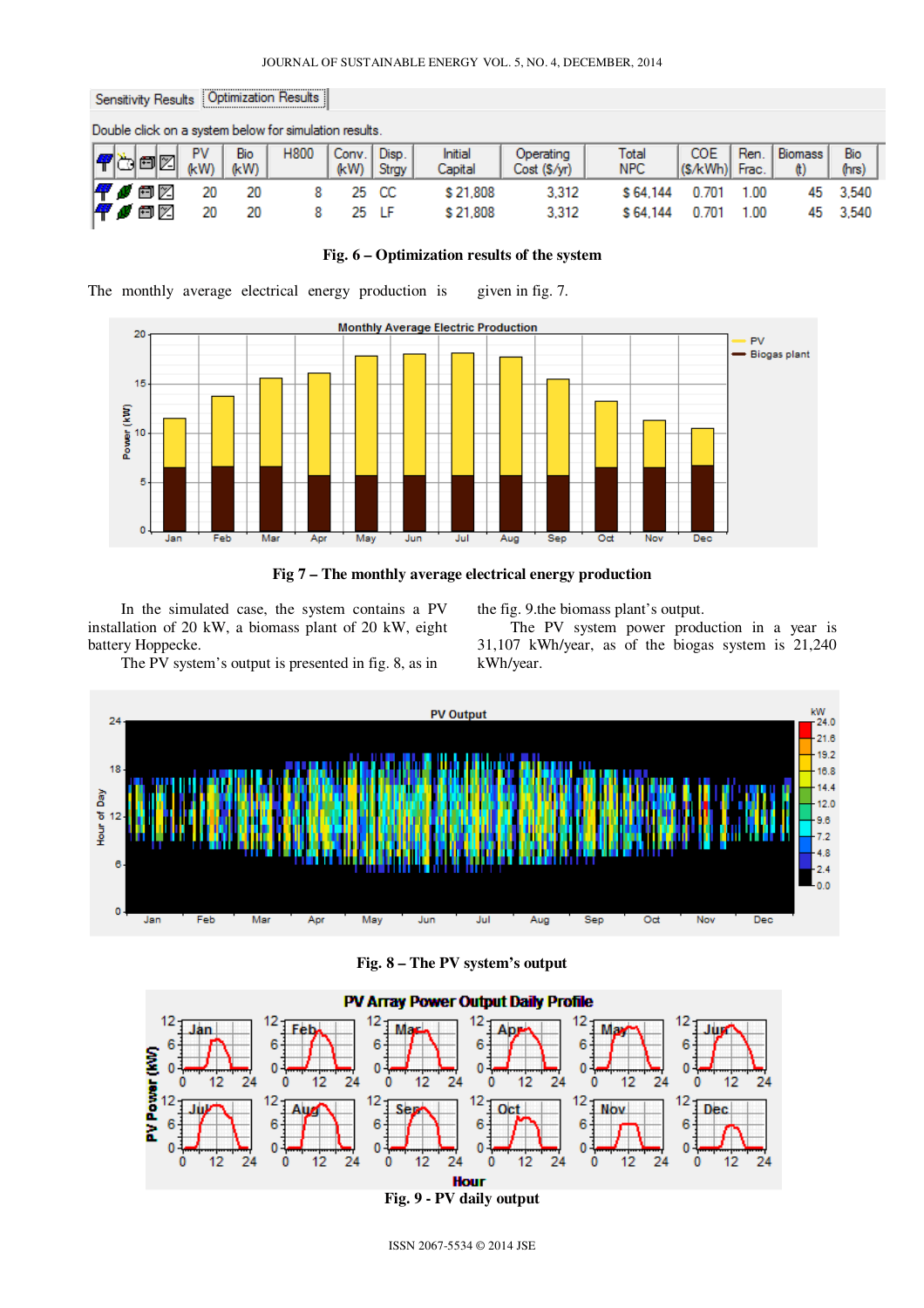| | PV (kW) | Bio (kW) | H800 | Conv. (kW) | Disp. Strgy | Initial Capital | Operating Cost ($/yr) | Total NPC | COE ($/kWh) | Ren. Frac. | Biomass (t) | Bio (hrs) |
|---|---|---|---|---|---|---|---|---|---|---|---|---|
| | 20 | 20 | 8 | 25 | CC | $ 21,808 | 3,312 | $ 64,144 | 0.701 | 1.00 | 45 | 3,540 |
| | 20 | 20 | 8 | 25 | LF | $ 21,808 | 3,312 | $ 64,144 | 0.701 | 1.00 | 45 | 3,540 |

**Fig. 6 – Optimization results of the system**

The monthly average electrical energy production is given in fig. 7.

**Fig 7 – The monthly average electrical energy production**

In the simulated case, the system contains a PV installation of 20 kW, a biomass plant of 20 kW, eight battery Hoppecke.

The PV system's output is presented in fig. 8, as in the fig. 9.the biomass plant's output.

The PV system power production in a year is 31,107 kWh/year, as of the biogas system is 21,240 kWh/year.

**Fig. 8 – The PV system's output**

**Fig. 9 - PV daily output**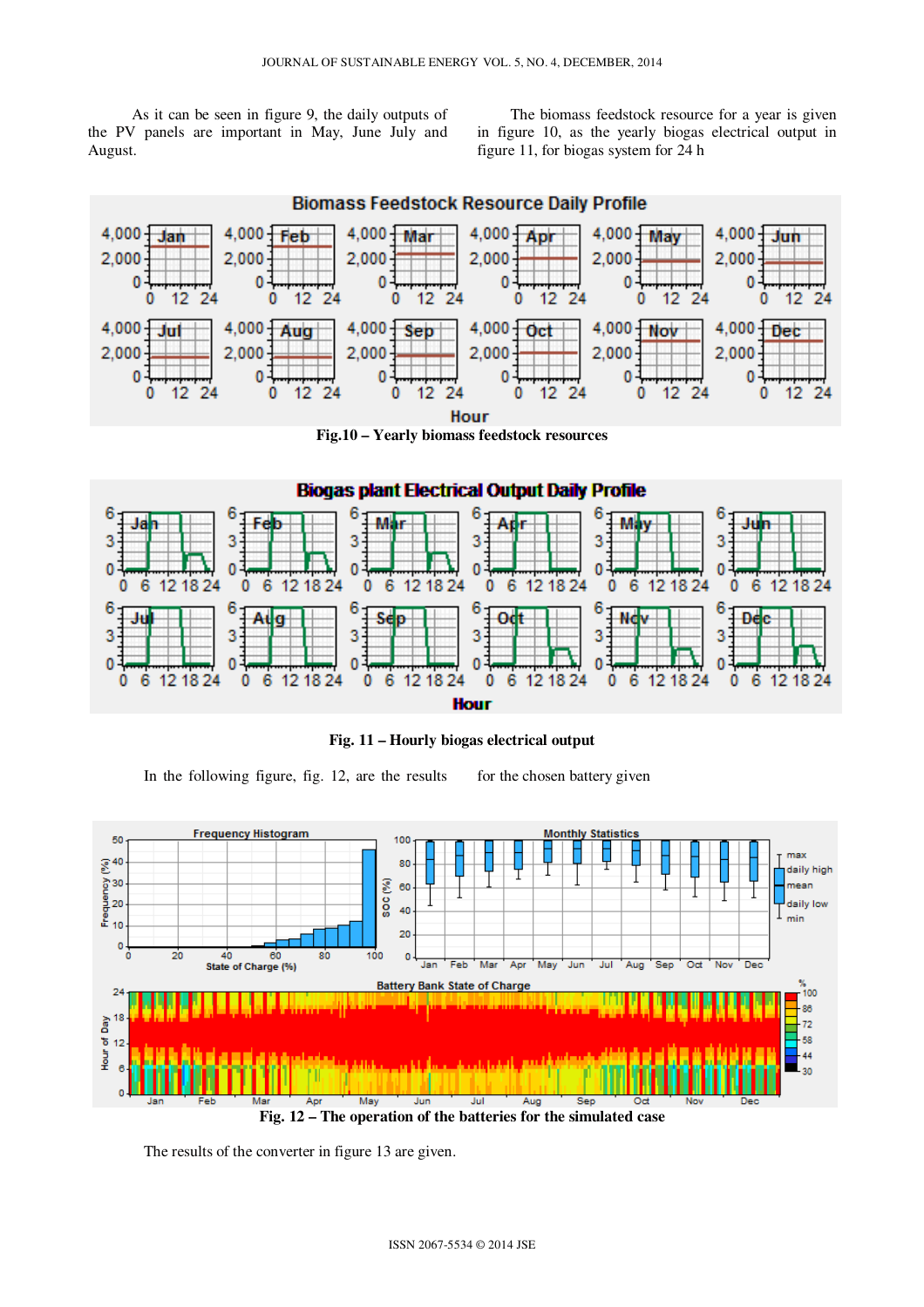As it can be seen in figure 9, the daily outputs of the PV panels are important in May, June July and August.

The biomass feedstock resource for a year is given in figure 10, as the yearly biogas electrical output in figure 11, for biogas system for 24 h

**Fig.10 – Yearly biomass feedstock resources**

**Fig. 11 – Hourly biogas electrical output**

In the following figure, fig. 12, are the results for the chosen battery given

**Fig. 12 – The operation of the batteries for the simulated case**

The results of the converter in figure 13 are given.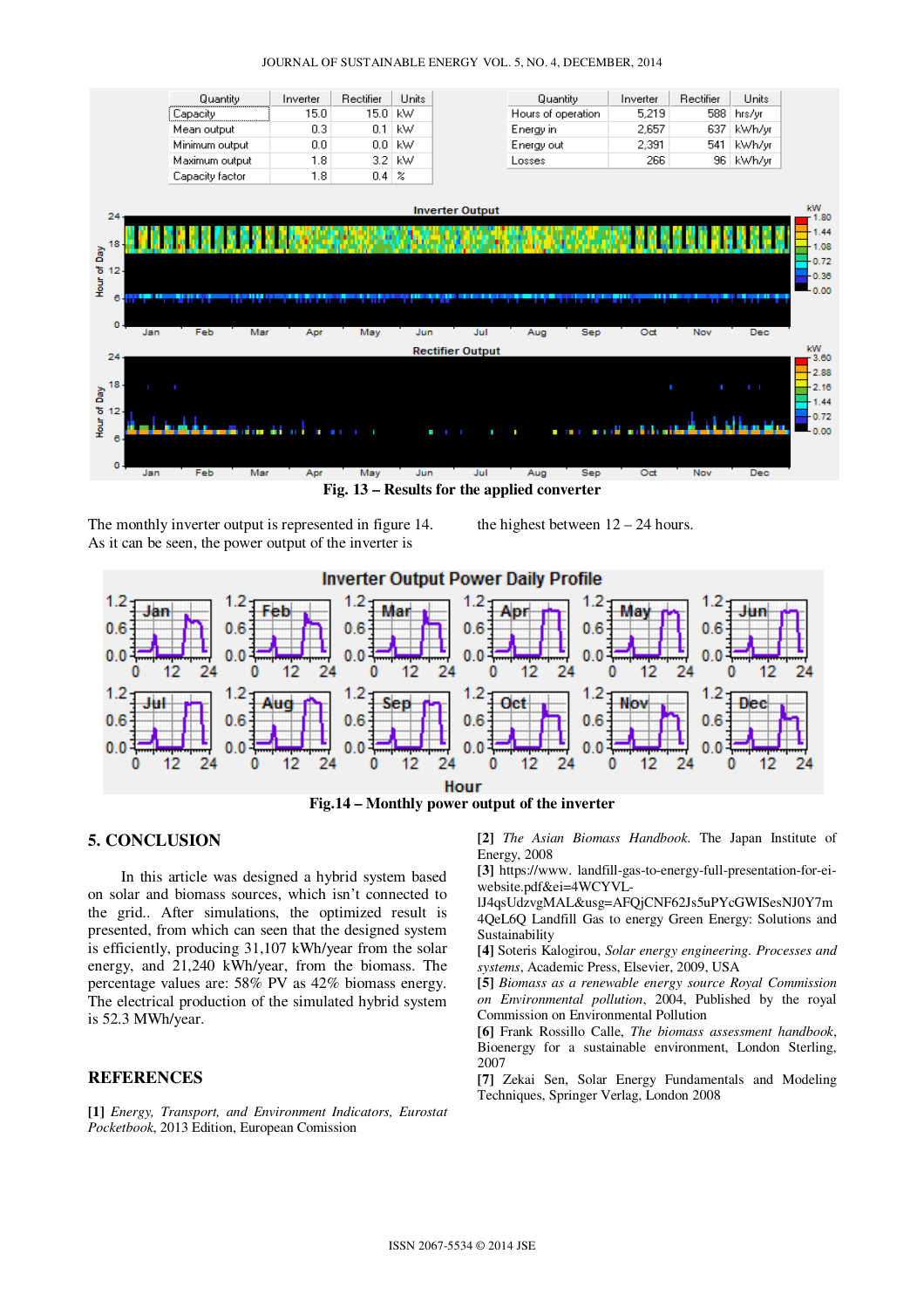| Quantity | Inverter | Rectifier | Units |
|---|---|---|---|
| Capacity | 15.0 | 15.0 | kW |
| Mean output | 0.3 | 0.1 | kW |
| Minimum output | 0.0 | 0.0 | kW |
| Maximum output | 1.8 | 3.2 | kW |
| Capacity factor | 1.8 | 0.4 | % |

| Quantity | Inverter | Rectifier | Units |
|---|---|---|---|
| Hours of operation | 5,219 | 588 | hrs/yr |
| Energy in | 2,657 | 637 | kWh/yr |
| Energy out | 2,391 | 541 | kWh/yr |
| Losses | 266 | 96 | kWh/yr |

Inverter Output

Rectifier Output

**Fig. 13 – Results for the applied converter**

The monthly inverter output is represented in figure 14. As it can be seen, the power output of the inverter is the highest between 12 – 24 hours.

Inverter Output Power Daily Profile

**Fig.14 – Monthly power output of the inverter**

## 5. CONCLUSION

In this article was designed a hybrid system based on solar and biomass sources, which isn't connected to the grid.. After simulations, the optimized result is presented, from which can seen that the designed system is efficiently, producing 31,107 kWh/year from the solar energy, and 21,240 kWh/year, from the biomass. The percentage values are: 58% PV as 42% biomass energy. The electrical production of the simulated hybrid system is 52.3 MWh/year.

## REFERENCES

**[1]** *Energy, Transport, and Environment Indicators, Eurostat Pocketbook*, 2013 Edition, European Comission

**[2]** *The Asian Biomass Handbook*. The Japan Institute of Energy, 2008

**[3]** https://www. landfill-gas-to-energy-full-presentation-for-ei-website.pdf&ei=4WCYVL-lJ4qsUdzvgMAL&usg=AFQjCNF62Js5uPYcGWISesNJ0Y7m4QeL6Q Landfill Gas to energy Green Energy: Solutions and Sustainability

**[4]** Soteris Kalogirou, *Solar energy engineering. Processes and systems*, Academic Press, Elsevier, 2009, USA

**[5]** *Biomass as a renewable energy source Royal Commission on Environmental pollution*, 2004, Published by the royal Commission on Environmental Pollution

**[6]** Frank Rossillo Calle, *The biomass assessment handbook*, Bioenergy for a sustainable environment, London Sterling, 2007

**[7]** Zekai Sen, Solar Energy Fundamentals and Modeling Techniques, Springer Verlag, London 2008